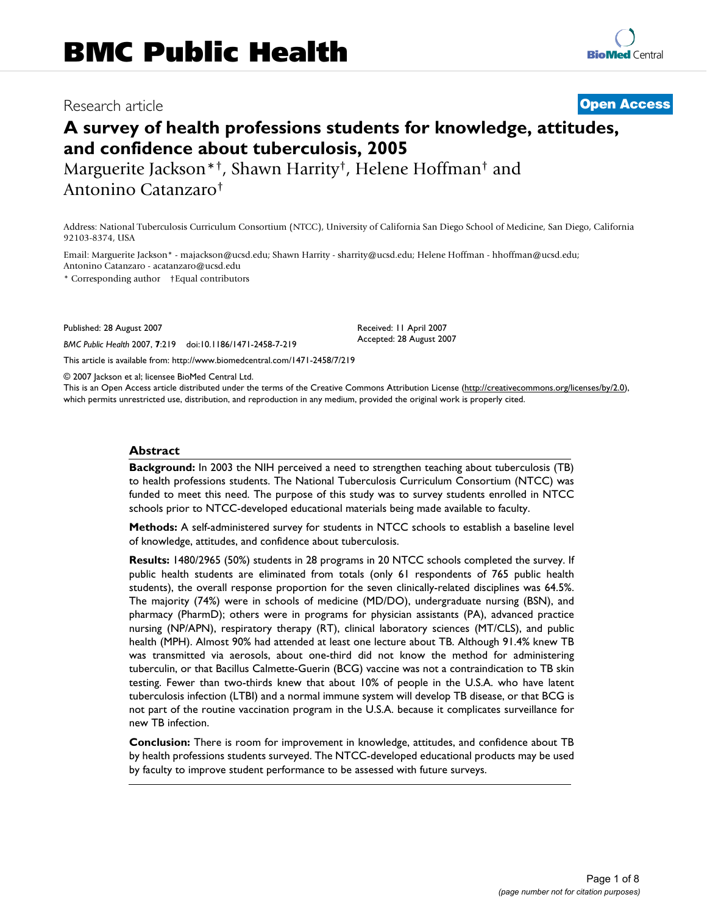# BMC Public Health

Research article

**Open Access**

# A survey of health professions students for knowledge, attitudes, and confidence about tuberculosis, 2005

Marguerite Jackson*†, Shawn Harrity†, Helene Hoffman† and Antonino Catanzaro†

Address: National Tuberculosis Curriculum Consortium (NTCC), University of California San Diego School of Medicine, San Diego, California 92103-8374, USA

Email: Marguerite Jackson* - majackson@ucsd.edu; Shawn Harrity - sharrity@ucsd.edu; Helene Hoffman - hhoffman@ucsd.edu; Antonino Catanzaro - acatanzaro@ucsd.edu

\* Corresponding author †Equal contributors

Published: 28 August 2007

*BMC Public Health* 2007, **7**:219 doi:10.1186/1471-2458-7-219

Received: 11 April 2007
Accepted: 28 August 2007

This article is available from: http://www.biomedcentral.com/1471-2458/7/219

© 2007 Jackson et al; licensee BioMed Central Ltd.
This is an Open Access article distributed under the terms of the Creative Commons Attribution License (http://creativecommons.org/licenses/by/2.0), which permits unrestricted use, distribution, and reproduction in any medium, provided the original work is properly cited.

## Abstract

**Background:** In 2003 the NIH perceived a need to strengthen teaching about tuberculosis (TB) to health professions students. The National Tuberculosis Curriculum Consortium (NTCC) was funded to meet this need. The purpose of this study was to survey students enrolled in NTCC schools prior to NTCC-developed educational materials being made available to faculty.

**Methods:** A self-administered survey for students in NTCC schools to establish a baseline level of knowledge, attitudes, and confidence about tuberculosis.

**Results:** 1480/2965 (50%) students in 28 programs in 20 NTCC schools completed the survey. If public health students are eliminated from totals (only 61 respondents of 765 public health students), the overall response proportion for the seven clinically-related disciplines was 64.5%. The majority (74%) were in schools of medicine (MD/DO), undergraduate nursing (BSN), and pharmacy (PharmD); others were in programs for physician assistants (PA), advanced practice nursing (NP/APN), respiratory therapy (RT), clinical laboratory sciences (MT/CLS), and public health (MPH). Almost 90% had attended at least one lecture about TB. Although 91.4% knew TB was transmitted via aerosols, about one-third did not know the method for administering tuberculin, or that Bacillus Calmette-Guerin (BCG) vaccine was not a contraindication to TB skin testing. Fewer than two-thirds knew that about 10% of people in the U.S.A. who have latent tuberculosis infection (LTBI) and a normal immune system will develop TB disease, or that BCG is not part of the routine vaccination program in the U.S.A. because it complicates surveillance for new TB infection.

**Conclusion:** There is room for improvement in knowledge, attitudes, and confidence about TB by health professions students surveyed. The NTCC-developed educational products may be used by faculty to improve student performance to be assessed with future surveys.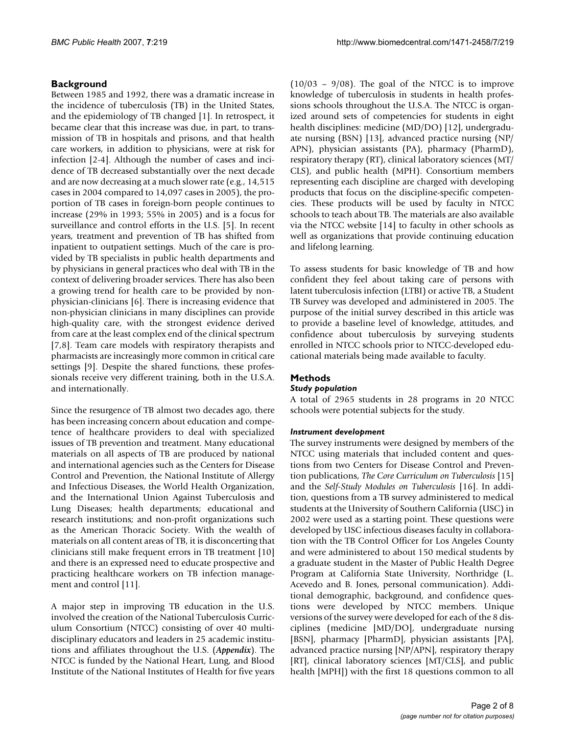## Background

Between 1985 and 1992, there was a dramatic increase in the incidence of tuberculosis (TB) in the United States, and the epidemiology of TB changed [1]. In retrospect, it became clear that this increase was due, in part, to transmission of TB in hospitals and prisons, and that health care workers, in addition to physicians, were at risk for infection [2-4]. Although the number of cases and incidence of TB decreased substantially over the next decade and are now decreasing at a much slower rate (e.g., 14,515 cases in 2004 compared to 14,097 cases in 2005), the proportion of TB cases in foreign-born people continues to increase (29% in 1993; 55% in 2005) and is a focus for surveillance and control efforts in the U.S. [5]. In recent years, treatment and prevention of TB has shifted from inpatient to outpatient settings. Much of the care is provided by TB specialists in public health departments and by physicians in general practices who deal with TB in the context of delivering broader services. There has also been a growing trend for health care to be provided by non-physician-clinicians [6]. There is increasing evidence that non-physician clinicians in many disciplines can provide high-quality care, with the strongest evidence derived from care at the least complex end of the clinical spectrum [7,8]. Team care models with respiratory therapists and pharmacists are increasingly more common in critical care settings [9]. Despite the shared functions, these professionals receive very different training, both in the U.S.A. and internationally.

Since the resurgence of TB almost two decades ago, there has been increasing concern about education and competence of healthcare providers to deal with specialized issues of TB prevention and treatment. Many educational materials on all aspects of TB are produced by national and international agencies such as the Centers for Disease Control and Prevention, the National Institute of Allergy and Infectious Diseases, the World Health Organization, and the International Union Against Tuberculosis and Lung Diseases; health departments; educational and research institutions; and non-profit organizations such as the American Thoracic Society. With the wealth of materials on all content areas of TB, it is disconcerting that clinicians still make frequent errors in TB treatment [10] and there is an expressed need to educate prospective and practicing healthcare workers on TB infection management and control [11].

A major step in improving TB education in the U.S. involved the creation of the National Tuberculosis Curriculum Consortium (NTCC) consisting of over 40 multidisciplinary educators and leaders in 25 academic institutions and affiliates throughout the U.S. (***Appendix***). The NTCC is funded by the National Heart, Lung, and Blood Institute of the National Institutes of Health for five years (10/03 – 9/08). The goal of the NTCC is to improve knowledge of tuberculosis in students in health professions schools throughout the U.S.A. The NTCC is organized around sets of competencies for students in eight health disciplines: medicine (MD/DO) [12], undergraduate nursing (BSN) [13], advanced practice nursing (NP/APN), physician assistants (PA), pharmacy (PharmD), respiratory therapy (RT), clinical laboratory sciences (MT/CLS), and public health (MPH). Consortium members representing each discipline are charged with developing products that focus on the discipline-specific competencies. These products will be used by faculty in NTCC schools to teach about TB. The materials are also available via the NTCC website [14] to faculty in other schools as well as organizations that provide continuing education and lifelong learning.

To assess students for basic knowledge of TB and how confident they feel about taking care of persons with latent tuberculosis infection (LTBI) or active TB, a Student TB Survey was developed and administered in 2005. The purpose of the initial survey described in this article was to provide a baseline level of knowledge, attitudes, and confidence about tuberculosis by surveying students enrolled in NTCC schools prior to NTCC-developed educational materials being made available to faculty.

## Methods

### *Study population*

A total of 2965 students in 28 programs in 20 NTCC schools were potential subjects for the study.

### *Instrument development*

The survey instruments were designed by members of the NTCC using materials that included content and questions from two Centers for Disease Control and Prevention publications, *The Core Curriculum on Tuberculosis* [15] and the *Self-Study Modules on Tuberculosis* [16]. In addition, questions from a TB survey administered to medical students at the University of Southern California (USC) in 2002 were used as a starting point. These questions were developed by USC infectious diseases faculty in collaboration with the TB Control Officer for Los Angeles County and were administered to about 150 medical students by a graduate student in the Master of Public Health Degree Program at California State University, Northridge (L. Acevedo and B. Jones, personal communication). Additional demographic, background, and confidence questions were developed by NTCC members. Unique versions of the survey were developed for each of the 8 disciplines (medicine [MD/DO], undergraduate nursing [BSN], pharmacy [PharmD], physician assistants [PA], advanced practice nursing [NP/APN], respiratory therapy [RT], clinical laboratory sciences [MT/CLS], and public health [MPH]) with the first 18 questions common to all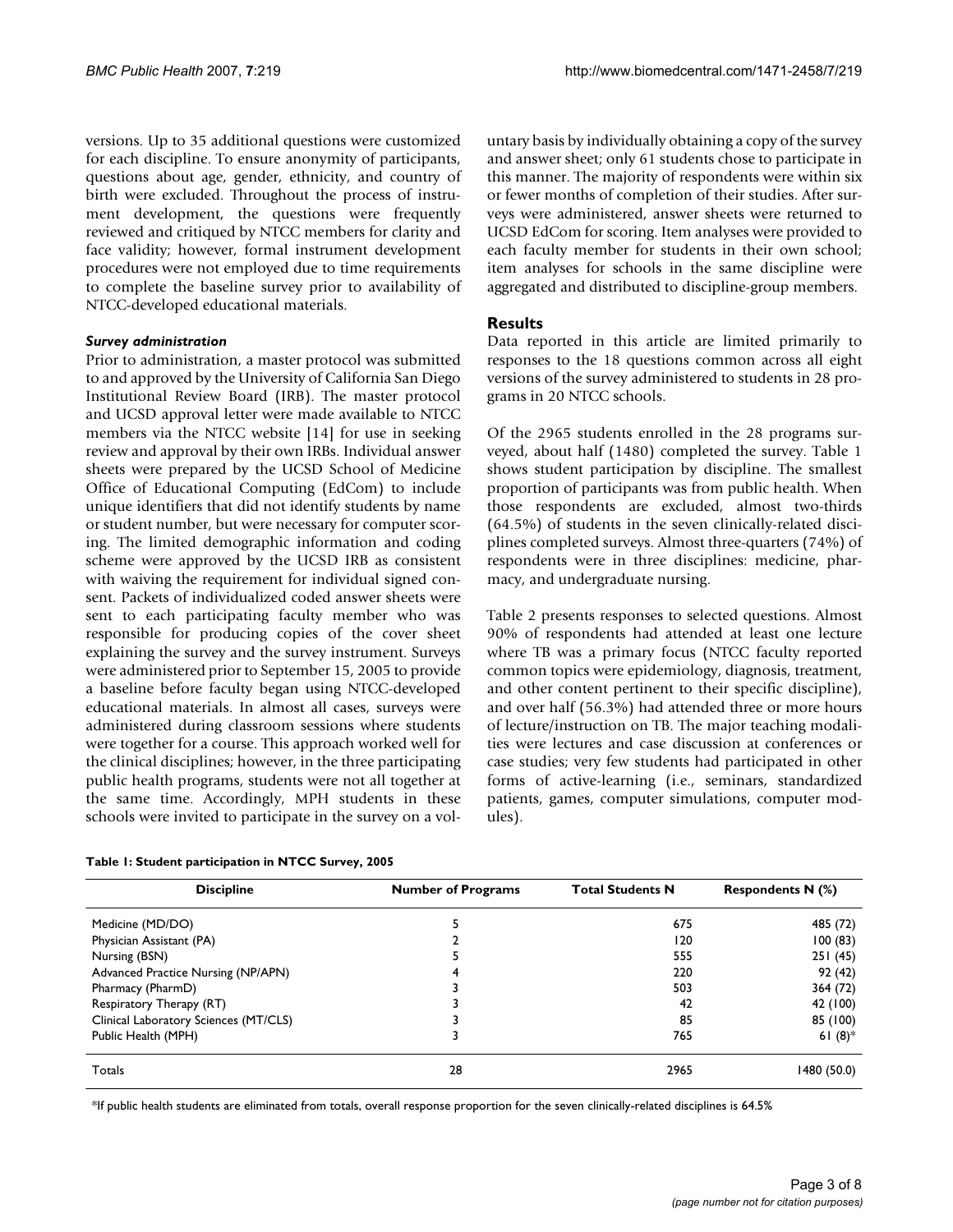versions. Up to 35 additional questions were customized for each discipline. To ensure anonymity of participants, questions about age, gender, ethnicity, and country of birth were excluded. Throughout the process of instrument development, the questions were frequently reviewed and critiqued by NTCC members for clarity and face validity; however, formal instrument development procedures were not employed due to time requirements to complete the baseline survey prior to availability of NTCC-developed educational materials.

### *Survey administration*

Prior to administration, a master protocol was submitted to and approved by the University of California San Diego Institutional Review Board (IRB). The master protocol and UCSD approval letter were made available to NTCC members via the NTCC website [14] for use in seeking review and approval by their own IRBs. Individual answer sheets were prepared by the UCSD School of Medicine Office of Educational Computing (EdCom) to include unique identifiers that did not identify students by name or student number, but were necessary for computer scoring. The limited demographic information and coding scheme were approved by the UCSD IRB as consistent with waiving the requirement for individual signed consent. Packets of individualized coded answer sheets were sent to each participating faculty member who was responsible for producing copies of the cover sheet explaining the survey and the survey instrument. Surveys were administered prior to September 15, 2005 to provide a baseline before faculty began using NTCC-developed educational materials. In almost all cases, surveys were administered during classroom sessions where students were together for a course. This approach worked well for the clinical disciplines; however, in the three participating public health programs, students were not all together at the same time. Accordingly, MPH students in these schools were invited to participate in the survey on a voluntary basis by individually obtaining a copy of the survey and answer sheet; only 61 students chose to participate in this manner. The majority of respondents were within six or fewer months of completion of their studies. After surveys were administered, answer sheets were returned to UCSD EdCom for scoring. Item analyses were provided to each faculty member for students in their own school; item analyses for schools in the same discipline were aggregated and distributed to discipline-group members.

## Results

Data reported in this article are limited primarily to responses to the 18 questions common across all eight versions of the survey administered to students in 28 programs in 20 NTCC schools.

Of the 2965 students enrolled in the 28 programs surveyed, about half (1480) completed the survey. Table 1 shows student participation by discipline. The smallest proportion of participants was from public health. When those respondents are excluded, almost two-thirds (64.5%) of students in the seven clinically-related disciplines completed surveys. Almost three-quarters (74%) of respondents were in three disciplines: medicine, pharmacy, and undergraduate nursing.

Table 2 presents responses to selected questions. Almost 90% of respondents had attended at least one lecture where TB was a primary focus (NTCC faculty reported common topics were epidemiology, diagnosis, treatment, and other content pertinent to their specific discipline), and over half (56.3%) had attended three or more hours of lecture/instruction on TB. The major teaching modalities were lectures and case discussion at conferences or case studies; very few students had participated in other forms of active-learning (i.e., seminars, standardized patients, games, computer simulations, computer modules).

**Table 1: Student participation in NTCC Survey, 2005**

| Discipline | Number of Programs | Total Students N | Respondents N (%) |
|---|---|---|---|
| Medicine (MD/DO) | 5 | 675 | 485 (72) |
| Physician Assistant (PA) | 2 | 120 | 100 (83) |
| Nursing (BSN) | 5 | 555 | 251 (45) |
| Advanced Practice Nursing (NP/APN) | 4 | 220 | 92 (42) |
| Pharmacy (PharmD) | 3 | 503 | 364 (72) |
| Respiratory Therapy (RT) | 3 | 42 | 42 (100) |
| Clinical Laboratory Sciences (MT/CLS) | 3 | 85 | 85 (100) |
| Public Health (MPH) | 3 | 765 | 61 (8)* |
| Totals | 28 | 2965 | 1480 (50.0) |

*If public health students are eliminated from totals, overall response proportion for the seven clinically-related disciplines is 64.5%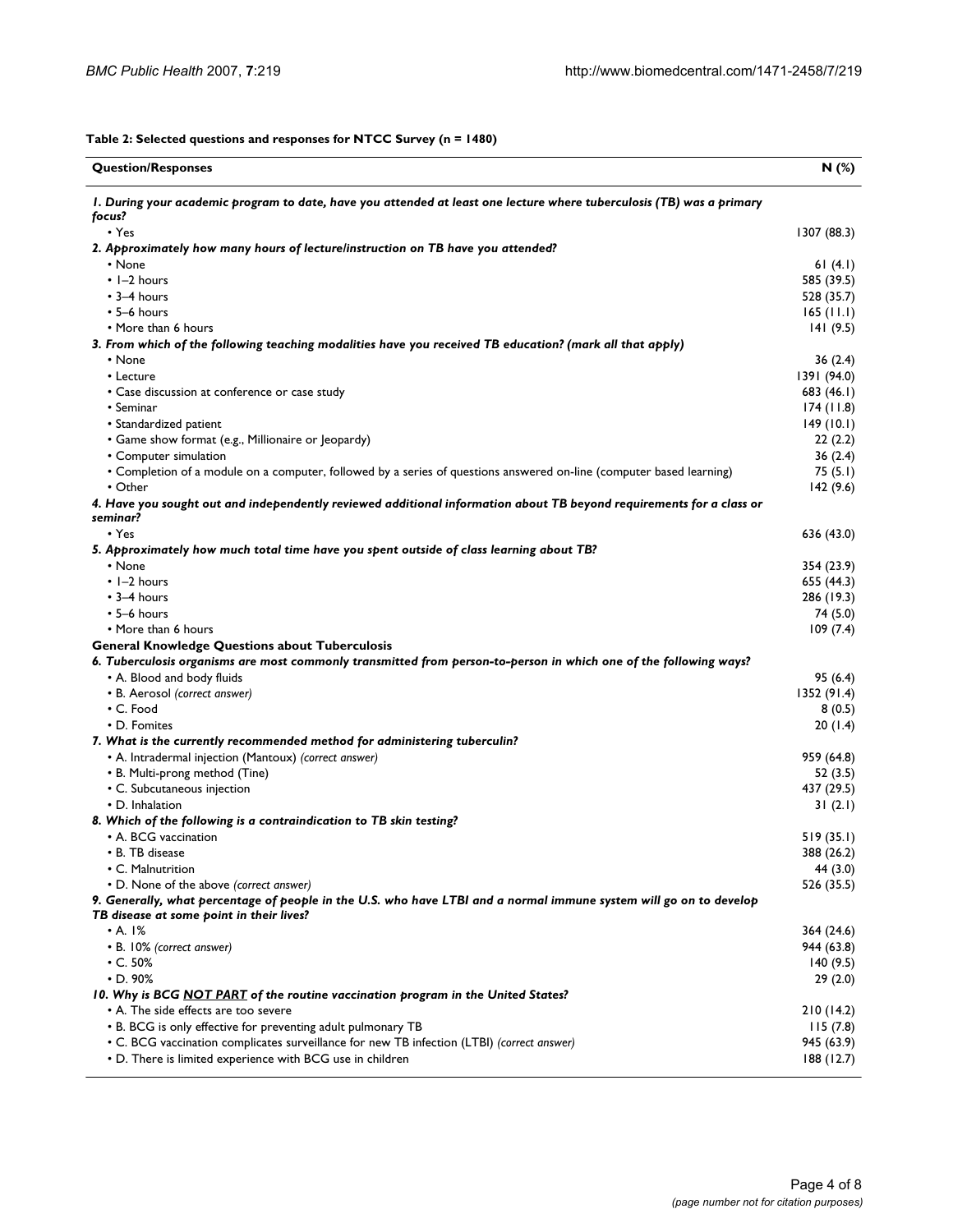**Table 2: Selected questions and responses for NTCC Survey (n = 1480)**

| Question/Responses | N (%) |
|---|---|
| ***1. During your academic program to date, have you attended at least one lecture where tuberculosis (TB) was a primary focus?*** | |
| • Yes | 1307 (88.3) |
| ***2. Approximately how many hours of lecture/instruction on TB have you attended?*** | |
| • None | 61 (4.1) |
| • 1–2 hours | 585 (39.5) |
| • 3–4 hours | 528 (35.7) |
| • 5–6 hours | 165 (11.1) |
| • More than 6 hours | 141 (9.5) |
| ***3. From which of the following teaching modalities have you received TB education? (mark all that apply)*** | |
| • None | 36 (2.4) |
| • Lecture | 1391 (94.0) |
| • Case discussion at conference or case study | 683 (46.1) |
| • Seminar | 174 (11.8) |
| • Standardized patient | 149 (10.1) |
| • Game show format (e.g., Millionaire or Jeopardy) | 22 (2.2) |
| • Computer simulation | 36 (2.4) |
| • Completion of a module on a computer, followed by a series of questions answered on-line (computer based learning) | 75 (5.1) |
| • Other | 142 (9.6) |
| ***4. Have you sought out and independently reviewed additional information about TB beyond requirements for a class or seminar?*** | |
| • Yes | 636 (43.0) |
| ***5. Approximately how much total time have you spent outside of class learning about TB?*** | |
| • None | 354 (23.9) |
| • 1–2 hours | 655 (44.3) |
| • 3–4 hours | 286 (19.3) |
| • 5–6 hours | 74 (5.0) |
| • More than 6 hours | 109 (7.4) |
| **General Knowledge Questions about Tuberculosis** | |
| ***6. Tuberculosis organisms are most commonly transmitted from person-to-person in which one of the following ways?*** | |
| • A. Blood and body fluids | 95 (6.4) |
| • B. Aerosol *(correct answer)* | 1352 (91.4) |
| • C. Food | 8 (0.5) |
| • D. Fomites | 20 (1.4) |
| ***7. What is the currently recommended method for administering tuberculin?*** | |
| • A. Intradermal injection (Mantoux) *(correct answer)* | 959 (64.8) |
| • B. Multi-prong method (Tine) | 52 (3.5) |
| • C. Subcutaneous injection | 437 (29.5) |
| • D. Inhalation | 31 (2.1) |
| ***8. Which of the following is a contraindication to TB skin testing?*** | |
| • A. BCG vaccination | 519 (35.1) |
| • B. TB disease | 388 (26.2) |
| • C. Malnutrition | 44 (3.0) |
| • D. None of the above *(correct answer)* | 526 (35.5) |
| ***9. Generally, what percentage of people in the U.S. who have LTBI and a normal immune system will go on to develop TB disease at some point in their lives?*** | |
| • A. 1% | 364 (24.6) |
| • B. 10% *(correct answer)* | 944 (63.8) |
| • C. 50% | 140 (9.5) |
| • D. 90% | 29 (2.0) |
| ***10. Why is BCG NOT PART of the routine vaccination program in the United States?*** | |
| • A. The side effects are too severe | 210 (14.2) |
| • B. BCG is only effective for preventing adult pulmonary TB | 115 (7.8) |
| • C. BCG vaccination complicates surveillance for new TB infection (LTBI) *(correct answer)* | 945 (63.9) |
| • D. There is limited experience with BCG use in children | 188 (12.7) |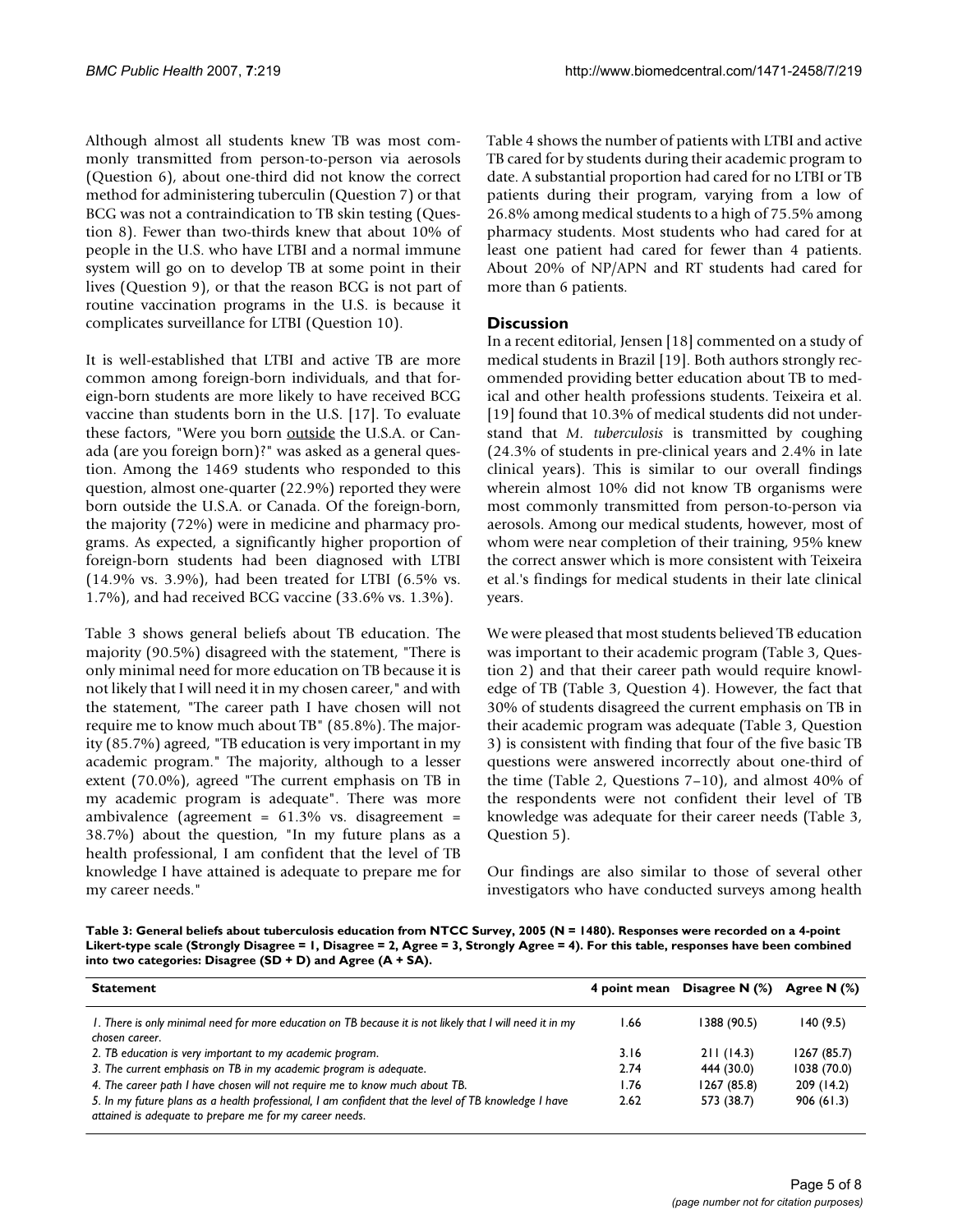Although almost all students knew TB was most commonly transmitted from person-to-person via aerosols (Question 6), about one-third did not know the correct method for administering tuberculin (Question 7) or that BCG was not a contraindication to TB skin testing (Question 8). Fewer than two-thirds knew that about 10% of people in the U.S. who have LTBI and a normal immune system will go on to develop TB at some point in their lives (Question 9), or that the reason BCG is not part of routine vaccination programs in the U.S. is because it complicates surveillance for LTBI (Question 10).

It is well-established that LTBI and active TB are more common among foreign-born individuals, and that foreign-born students are more likely to have received BCG vaccine than students born in the U.S. [17]. To evaluate these factors, "Were you born outside the U.S.A. or Canada (are you foreign born)?" was asked as a general question. Among the 1469 students who responded to this question, almost one-quarter (22.9%) reported they were born outside the U.S.A. or Canada. Of the foreign-born, the majority (72%) were in medicine and pharmacy programs. As expected, a significantly higher proportion of foreign-born students had been diagnosed with LTBI (14.9% vs. 3.9%), had been treated for LTBI (6.5% vs. 1.7%), and had received BCG vaccine (33.6% vs. 1.3%).

Table 3 shows general beliefs about TB education. The majority (90.5%) disagreed with the statement, "There is only minimal need for more education on TB because it is not likely that I will need it in my chosen career," and with the statement, "The career path I have chosen will not require me to know much about TB" (85.8%). The majority (85.7%) agreed, "TB education is very important in my academic program." The majority, although to a lesser extent (70.0%), agreed "The current emphasis on TB in my academic program is adequate". There was more ambivalence (agreement = 61.3% vs. disagreement = 38.7%) about the question, "In my future plans as a health professional, I am confident that the level of TB knowledge I have attained is adequate to prepare me for my career needs."

Table 4 shows the number of patients with LTBI and active TB cared for by students during their academic program to date. A substantial proportion had cared for no LTBI or TB patients during their program, varying from a low of 26.8% among medical students to a high of 75.5% among pharmacy students. Most students who had cared for at least one patient had cared for fewer than 4 patients. About 20% of NP/APN and RT students had cared for more than 6 patients.

## Discussion

In a recent editorial, Jensen [18] commented on a study of medical students in Brazil [19]. Both authors strongly recommended providing better education about TB to medical and other health professions students. Teixeira et al. [19] found that 10.3% of medical students did not understand that *M. tuberculosis* is transmitted by coughing (24.3% of students in pre-clinical years and 2.4% in late clinical years). This is similar to our overall findings wherein almost 10% did not know TB organisms were most commonly transmitted from person-to-person via aerosols. Among our medical students, however, most of whom were near completion of their training, 95% knew the correct answer which is more consistent with Teixeira et al.'s findings for medical students in their late clinical years.

We were pleased that most students believed TB education was important to their academic program (Table 3, Question 2) and that their career path would require knowledge of TB (Table 3, Question 4). However, the fact that 30% of students disagreed the current emphasis on TB in their academic program was adequate (Table 3, Question 3) is consistent with finding that four of the five basic TB questions were answered incorrectly about one-third of the time (Table 2, Questions 7–10), and almost 40% of the respondents were not confident their level of TB knowledge was adequate for their career needs (Table 3, Question 5).

Our findings are also similar to those of several other investigators who have conducted surveys among health

**Table 3: General beliefs about tuberculosis education from NTCC Survey, 2005 (N = 1480). Responses were recorded on a 4-point Likert-type scale (Strongly Disagree = 1, Disagree = 2, Agree = 3, Strongly Agree = 4). For this table, responses have been combined into two categories: Disagree (SD + D) and Agree (A + SA).**

| Statement | 4 point mean | Disagree N (%) | Agree N (%) |
|---|---|---|---|
| *1. There is only minimal need for more education on TB because it is not likely that I will need it in my chosen career.* | 1.66 | 1388 (90.5) | 140 (9.5) |
| *2. TB education is very important to my academic program.* | 3.16 | 211 (14.3) | 1267 (85.7) |
| *3. The current emphasis on TB in my academic program is adequate.* | 2.74 | 444 (30.0) | 1038 (70.0) |
| *4. The career path I have chosen will not require me to know much about TB.* | 1.76 | 1267 (85.8) | 209 (14.2) |
| *5. In my future plans as a health professional, I am confident that the level of TB knowledge I have attained is adequate to prepare me for my career needs.* | 2.62 | 573 (38.7) | 906 (61.3) |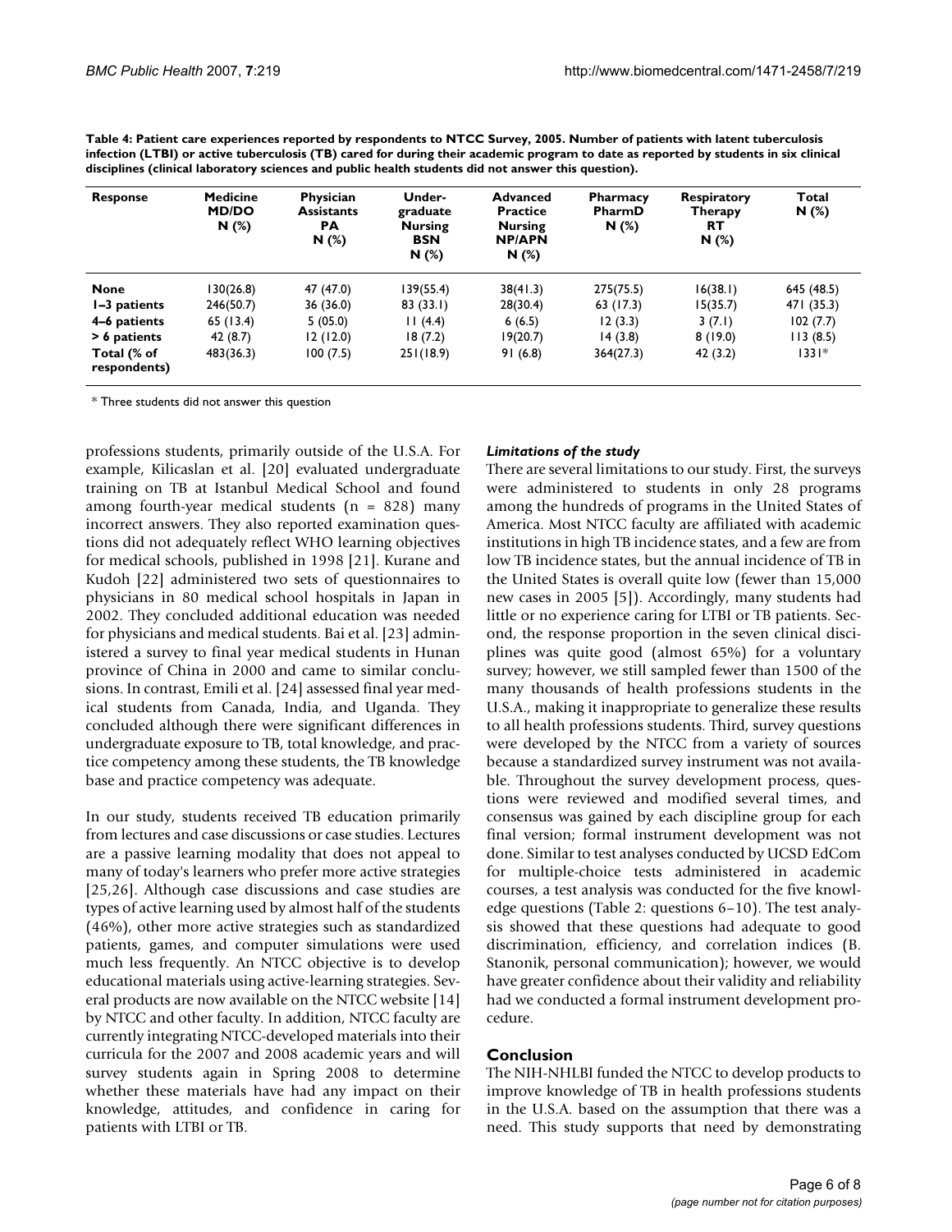**Table 4: Patient care experiences reported by respondents to NTCC Survey, 2005. Number of patients with latent tuberculosis infection (LTBI) or active tuberculosis (TB) cared for during their academic program to date as reported by students in six clinical disciplines (clinical laboratory sciences and public health students did not answer this question).**

| Response | Medicine MD/DO N (%) | Physician Assistants PA N (%) | Under-graduate Nursing BSN N (%) | Advanced Practice Nursing NP/APN N (%) | Pharmacy PharmD N (%) | Respiratory Therapy RT N (%) | Total N (%) |
|---|---|---|---|---|---|---|---|
| **None** | 130(26.8) | 47 (47.0) | 139(55.4) | 38(41.3) | 275(75.5) | 16(38.1) | 645 (48.5) |
| **1–3 patients** | 246(50.7) | 36 (36.0) | 83 (33.1) | 28(30.4) | 63 (17.3) | 15(35.7) | 471 (35.3) |
| **4–6 patients** | 65 (13.4) | 5 (05.0) | 11 (4.4) | 6 (6.5) | 12 (3.3) | 3 (7.1) | 102 (7.7) |
| **> 6 patients** | 42 (8.7) | 12 (12.0) | 18 (7.2) | 19(20.7) | 14 (3.8) | 8 (19.0) | 113 (8.5) |
| **Total (% of respondents)** | 483(36.3) | 100 (7.5) | 251(18.9) | 91 (6.8) | 364(27.3) | 42 (3.2) | 1331* |

* Three students did not answer this question

professions students, primarily outside of the U.S.A. For example, Kilicaslan et al. [20] evaluated undergraduate training on TB at Istanbul Medical School and found among fourth-year medical students (n = 828) many incorrect answers. They also reported examination questions did not adequately reflect WHO learning objectives for medical schools, published in 1998 [21]. Kurane and Kudoh [22] administered two sets of questionnaires to physicians in 80 medical school hospitals in Japan in 2002. They concluded additional education was needed for physicians and medical students. Bai et al. [23] administered a survey to final year medical students in Hunan province of China in 2000 and came to similar conclusions. In contrast, Emili et al. [24] assessed final year medical students from Canada, India, and Uganda. They concluded although there were significant differences in undergraduate exposure to TB, total knowledge, and practice competency among these students, the TB knowledge base and practice competency was adequate.

In our study, students received TB education primarily from lectures and case discussions or case studies. Lectures are a passive learning modality that does not appeal to many of today's learners who prefer more active strategies [25,26]. Although case discussions and case studies are types of active learning used by almost half of the students (46%), other more active strategies such as standardized patients, games, and computer simulations were used much less frequently. An NTCC objective is to develop educational materials using active-learning strategies. Several products are now available on the NTCC website [14] by NTCC and other faculty. In addition, NTCC faculty are currently integrating NTCC-developed materials into their curricula for the 2007 and 2008 academic years and will survey students again in Spring 2008 to determine whether these materials have had any impact on their knowledge, attitudes, and confidence in caring for patients with LTBI or TB.

### *Limitations of the study*

There are several limitations to our study. First, the surveys were administered to students in only 28 programs among the hundreds of programs in the United States of America. Most NTCC faculty are affiliated with academic institutions in high TB incidence states, and a few are from low TB incidence states, but the annual incidence of TB in the United States is overall quite low (fewer than 15,000 new cases in 2005 [5]). Accordingly, many students had little or no experience caring for LTBI or TB patients. Second, the response proportion in the seven clinical disciplines was quite good (almost 65%) for a voluntary survey; however, we still sampled fewer than 1500 of the many thousands of health professions students in the U.S.A., making it inappropriate to generalize these results to all health professions students. Third, survey questions were developed by the NTCC from a variety of sources because a standardized survey instrument was not available. Throughout the survey development process, questions were reviewed and modified several times, and consensus was gained by each discipline group for each final version; formal instrument development was not done. Similar to test analyses conducted by UCSD EdCom for multiple-choice tests administered in academic courses, a test analysis was conducted for the five knowledge questions (Table 2: questions 6–10). The test analysis showed that these questions had adequate to good discrimination, efficiency, and correlation indices (B. Stanonik, personal communication); however, we would have greater confidence about their validity and reliability had we conducted a formal instrument development procedure.

## Conclusion

The NIH-NHLBI funded the NTCC to develop products to improve knowledge of TB in health professions students in the U.S.A. based on the assumption that there was a need. This study supports that need by demonstrating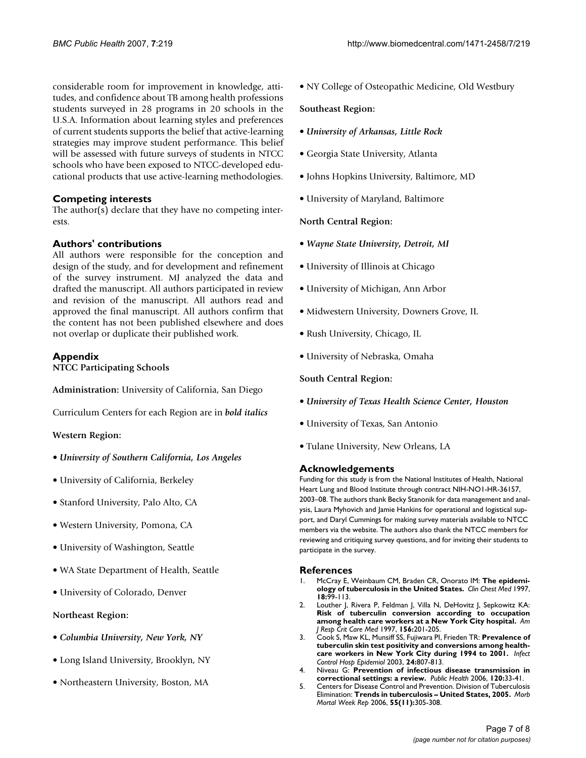considerable room for improvement in knowledge, attitudes, and confidence about TB among health professions students surveyed in 28 programs in 20 schools in the U.S.A. Information about learning styles and preferences of current students supports the belief that active-learning strategies may improve student performance. This belief will be assessed with future surveys of students in NTCC schools who have been exposed to NTCC-developed educational products that use active-learning methodologies.

## Competing interests

The author(s) declare that they have no competing interests.

## Authors' contributions

All authors were responsible for the conception and design of the study, and for development and refinement of the survey instrument. MJ analyzed the data and drafted the manuscript. All authors participated in review and revision of the manuscript. All authors read and approved the final manuscript. All authors confirm that the content has not been published elsewhere and does not overlap or duplicate their published work.

## Appendix

**NTCC Participating Schools**

**Administration:** University of California, San Diego

Curriculum Centers for each Region are in ***bold italics***

**Western Region:**

- ***University of Southern California, Los Angeles***
- University of California, Berkeley
- Stanford University, Palo Alto, CA
- Western University, Pomona, CA
- University of Washington, Seattle
- WA State Department of Health, Seattle
- University of Colorado, Denver

**Northeast Region:**

- ***Columbia University, New York, NY***
- Long Island University, Brooklyn, NY
- Northeastern University, Boston, MA
- NY College of Osteopathic Medicine, Old Westbury

**Southeast Region:**

- ***University of Arkansas, Little Rock***
- Georgia State University, Atlanta
- Johns Hopkins University, Baltimore, MD
- University of Maryland, Baltimore

**North Central Region:**

- ***Wayne State University, Detroit, MI***
- University of Illinois at Chicago
- University of Michigan, Ann Arbor
- Midwestern University, Downers Grove, IL
- Rush University, Chicago, IL
- University of Nebraska, Omaha

**South Central Region:**

- ***University of Texas Health Science Center, Houston***
- University of Texas, San Antonio
- Tulane University, New Orleans, LA

## Acknowledgements

Funding for this study is from the National Institutes of Health, National Heart Lung and Blood Institute through contract NIH-NO1-HR-36157, 2003–08. The authors thank Becky Stanonik for data management and analysis, Laura Myhovich and Jamie Hankins for operational and logistical support, and Daryl Cummings for making survey materials available to NTCC members via the website. The authors also thank the NTCC members for reviewing and critiquing survey questions, and for inviting their students to participate in the survey.

## References

1. McCray E, Weinbaum CM, Braden CR, Onorato IM: **The epidemiology of tuberculosis in the United States.** *Clin Chest Med* 1997, **18:**99-113.
2. Louther J, Rivera P, Feldman J, Villa N, DeHovitz J, Sepkowitz KA: **Risk of tuberculin conversion according to occupation among health care workers at a New York City hospital.** *Am J Resp Crit Care Med* 1997, **156:**201-205.
3. Cook S, Maw KL, Munsiff SS, Fujiwara PI, Frieden TR: **Prevalence of tuberculin skin test positivity and conversions among healthcare workers in New York City during 1994 to 2001.** *Infect Control Hosp Epidemiol* 2003, **24:**807-813.
4. Niveau G: **Prevention of infectious disease transmission in correctional settings: a review.** *Public Health* 2006, **120:**33-41.
5. Centers for Disease Control and Prevention. Division of Tuberculosis Elimination: **Trends in tuberculosis – United States, 2005.** *Morb Mortal Week Rep* 2006, **55(11):**305-308.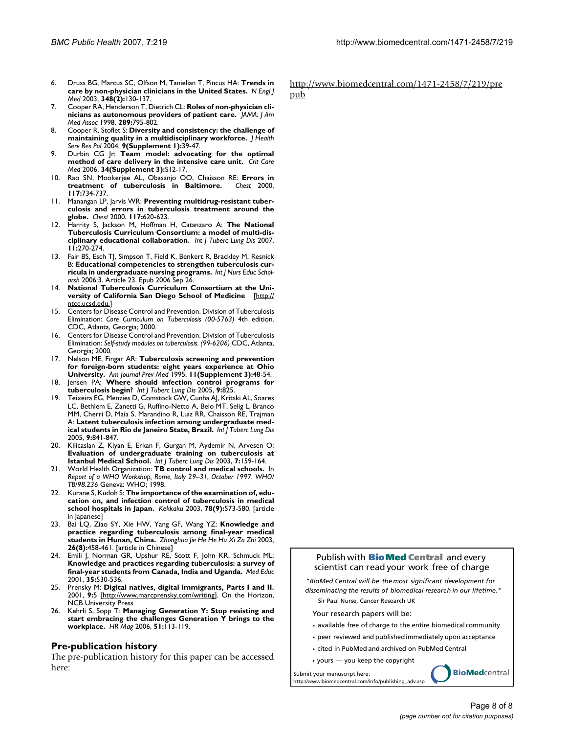6. Druss BG, Marcus SC, Olfson M, Tanielian T, Pincus HA: **Trends in care by non-physician clinicians in the United States.** *N Engl J Med* 2003, **348(2):**130-137.
7. Cooper RA, Henderson T, Dietrich CL: **Roles of non-physician clinicians as autonomous providers of patient care.** *JAMA: J Am Med Assoc* 1998, **289:**795-802.
8. Cooper R, Stoflet S: **Diversity and consistency: the challenge of maintaining quality in a multidisciplinary workforce.** *J Health Serv Res Pol* 2004, **9(Supplement 1):**39-47.
9. Durbin CG Jr: **Team model: advocating for the optimal method of care delivery in the intensive care unit.** *Crit Care Med* 2006, **34(Supplement 3):**S12-17.
10. Rao SN, Mookerjee AL, Obasanjo OO, Chaisson RE: **Errors in treatment of tuberculosis in Baltimore.** *Chest* 2000, **117:**734-737.
11. Manangan LP, Jarvis WR: **Preventing multidrug-resistant tuberculosis and errors in tuberculosis treatment around the globe.** *Chest* 2000, **117:**620-623.
12. Harrity S, Jackson M, Hoffman H, Catanzaro A: **The National Tuberculosis Curriculum Consortium: a model of multi-disciplinary educational collaboration.** *Int J Tuberc Lung Dis* 2007, **11:**270-274.
13. Fair BS, Esch TJ, Simpson T, Field K, Benkert R, Brackley M, Resnick B: **Educational competencies to strengthen tuberculosis curricula in undergraduate nursing programs.** *Int J Nurs Educ Scholarsh* 2006:3. Article 23. Epub 2006 Sep 26.
14. **National Tuberculosis Curriculum Consortium at the University of California San Diego School of Medicine** [http://ntcc.ucsd.edu.]
15. Centers for Disease Control and Prevention. Division of Tuberculosis Elimination: *Core Curriculum on Tuberculosis (00-5763)* 4th edition. CDC, Atlanta, Georgia; 2000.
16. Centers for Disease Control and Prevention. Division of Tuberculosis Elimination: *Self-study modules on tuberculosis. (99-6206)* CDC, Atlanta, Georgia; 2000.
17. Nelson ME, Fingar AR: **Tuberculosis screening and prevention for foreign-born students: eight years experience at Ohio University.** *Am Journal Prev Med* 1995, **11(Supplement 3):**48-54.
18. Jensen PA: **Where should infection control programs for tuberculosis begin?** *Int J Tuberc Lung Dis* 2005, **9:**825.
19. Teixeira EG, Menzies D, Comstock GW, Cunha AJ, Kritski AL, Soares LC, Bethlem E, Zanetti G, Ruffino-Netto A, Belo MT, Selig L, Branco MM, Cherri D, Maia S, Marandino R, Luiz RR, Chaisson RE, Trajman A: **Latent tuberculosis infection among undergraduate medical students in Rio de Janeiro State, Brazil.** *Int J Tuberc Lung Dis* 2005, **9:**841-847.
20. Kilicaslan Z, Kiyan E, Erkan F, Gurgan M, Aydemir N, Arvesen O: **Evaluation of undergraduate training on tuberculosis at Istanbul Medical School.** *Int J Tuberc Lung Dis* 2003, **7:**159-164.
21. World Health Organization: **TB control and medical schools.** In *Report of a WHO Workshop, Rome, Italy 29–31, October 1997. WHO/TB/98.236* Geneva: WHO; 1998.
22. Kurane S, Kudoh S: **The importance of the examination of, education on, and infection control of tuberculosis in medical school hospitals in Japan.** *Kekkaku* 2003, **78(9):**573-580. [article in Japanese]
23. Bai LQ, Ziao SY, Xie HW, Yang GF, Wang YZ: **Knowledge and practice regarding tuberculosis among final-year medical students in Hunan, China.** *Zhonghua Jie He He Hu Xi Za Zhi* 2003, **26(8):**458-461. [article in Chinese]
24. Emili J, Norman GR, Upshur RE, Scott F, John KR, Schmuck ML: **Knowledge and practices regarding tuberculosis: a survey of final-year students from Canada, India and Uganda.** *Med Educ* 2001, **35:**530-536.
25. Prensky M: **Digital natives, digital immigrants, Parts I and II.** 2001, **9:**5 [http://www.marcprensky.com/writing]. On the Horizon, NCB University Press
26. Kehrli S, Sopp T: **Managing Generation Y: Stop resisting and start embracing the challenges Generation Y brings to the workplace.** *HR Mag* 2006, **51:**113-119.

## Pre-publication history

The pre-publication history for this paper can be accessed here:

http://www.biomedcentral.com/1471-2458/7/219/prepub

Publish with **BioMed Central** and every scientist can read your work free of charge

*"BioMed Central will be the most significant development for disseminating the results of biomedical research in our lifetime."*

Sir Paul Nurse, Cancer Research UK

Your research papers will be:

- available free of charge to the entire biomedical community
- peer reviewed and published immediately upon acceptance
- cited in PubMed and archived on PubMed Central
- yours — you keep the copyright

Submit your manuscript here:
http://www.biomedcentral.com/info/publishing_adv.asp

BioMedcentral